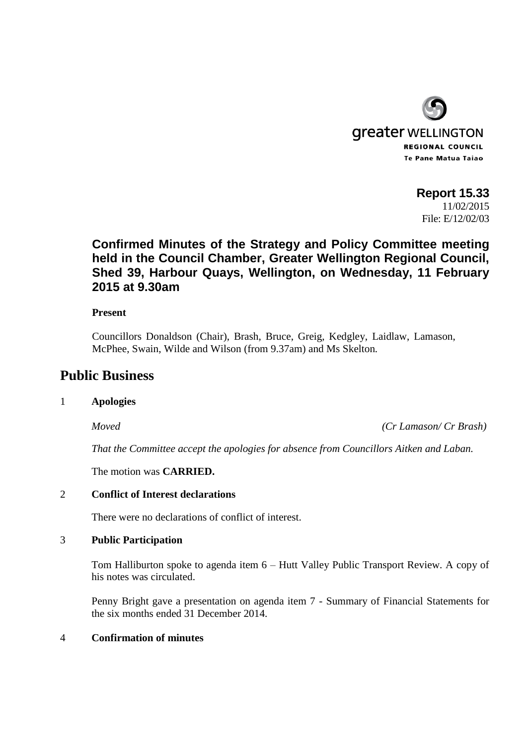greater WELLINGTON
REGIONAL COUNCIL
Te Pane Matua Taiao

**Report 15.33**
11/02/2015
File: E/12/02/03

## Confirmed Minutes of the Strategy and Policy Committee meeting held in the Council Chamber, Greater Wellington Regional Council, Shed 39, Harbour Quays, Wellington, on Wednesday, 11 February 2015 at 9.30am

**Present**

Councillors Donaldson (Chair), Brash, Bruce, Greig, Kedgley, Laidlaw, Lamason, McPhee, Swain, Wilde and Wilson (from 9.37am) and Ms Skelton.

# Public Business

1 **Apologies**

*Moved* *(Cr Lamason/ Cr Brash)*

*That the Committee accept the apologies for absence from Councillors Aitken and Laban.*

The motion was **CARRIED.**

2 **Conflict of Interest declarations**

There were no declarations of conflict of interest.

3 **Public Participation**

Tom Halliburton spoke to agenda item 6 – Hutt Valley Public Transport Review. A copy of his notes was circulated.

Penny Bright gave a presentation on agenda item 7 - Summary of Financial Statements for the six months ended 31 December 2014.

4 **Confirmation of minutes**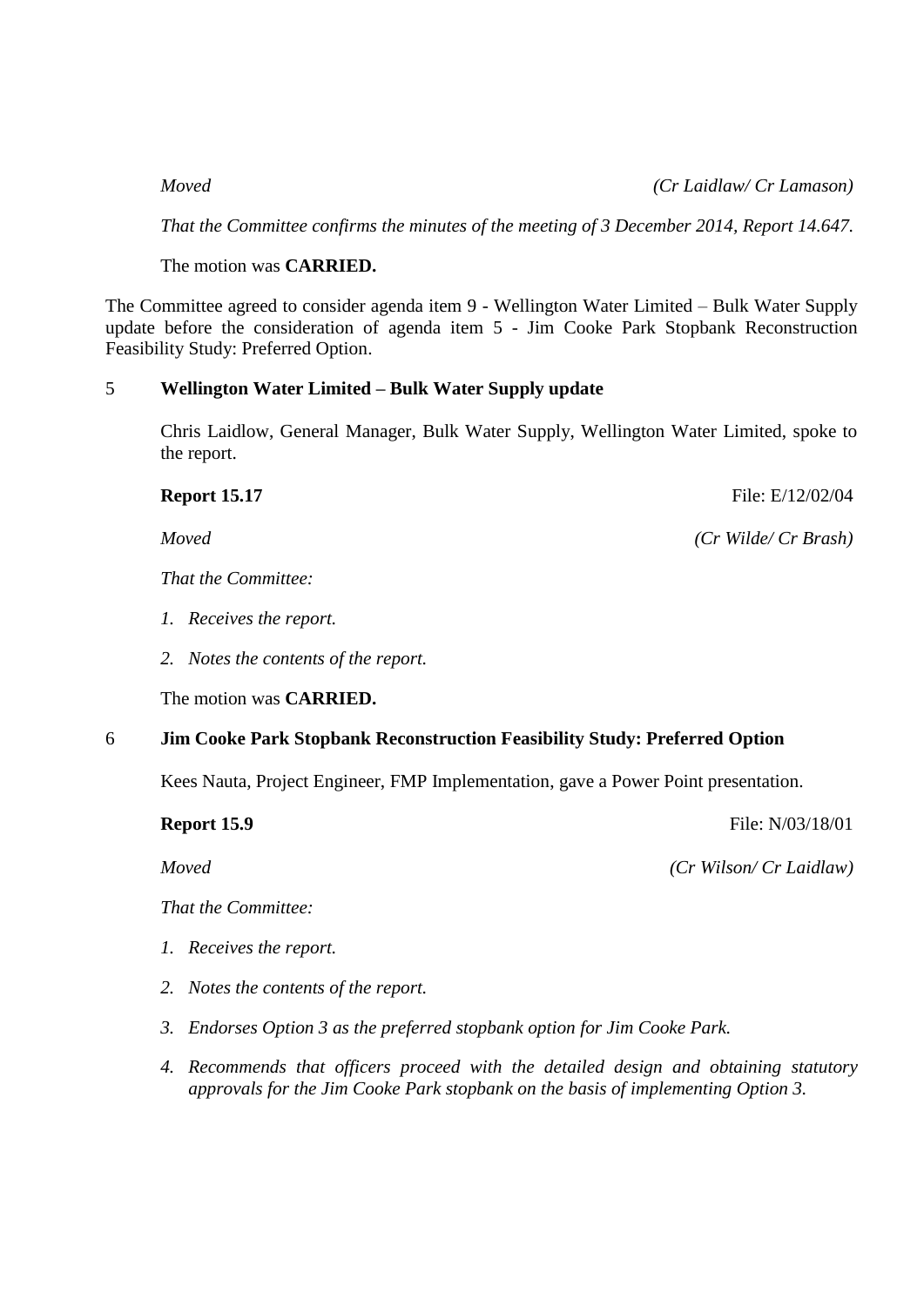*Moved* *(Cr Laidlaw/ Cr Lamason)*

*That the Committee confirms the minutes of the meeting of 3 December 2014, Report 14.647.*

The motion was **CARRIED.**

The Committee agreed to consider agenda item 9 - Wellington Water Limited – Bulk Water Supply update before the consideration of agenda item 5 - Jim Cooke Park Stopbank Reconstruction Feasibility Study: Preferred Option.

## 5 Wellington Water Limited – Bulk Water Supply update

Chris Laidlow, General Manager, Bulk Water Supply, Wellington Water Limited, spoke to the report.

**Report 15.17** File: E/12/02/04

*Moved* *(Cr Wilde/ Cr Brash)*

*That the Committee:*

1. *Receives the report.*
2. *Notes the contents of the report.*

The motion was **CARRIED.**

## 6 Jim Cooke Park Stopbank Reconstruction Feasibility Study: Preferred Option

Kees Nauta, Project Engineer, FMP Implementation, gave a Power Point presentation.

**Report 15.9** File: N/03/18/01

*Moved* *(Cr Wilson/ Cr Laidlaw)*

*That the Committee:*

1. *Receives the report.*
2. *Notes the contents of the report.*
3. *Endorses Option 3 as the preferred stopbank option for Jim Cooke Park.*
4. *Recommends that officers proceed with the detailed design and obtaining statutory approvals for the Jim Cooke Park stopbank on the basis of implementing Option 3.*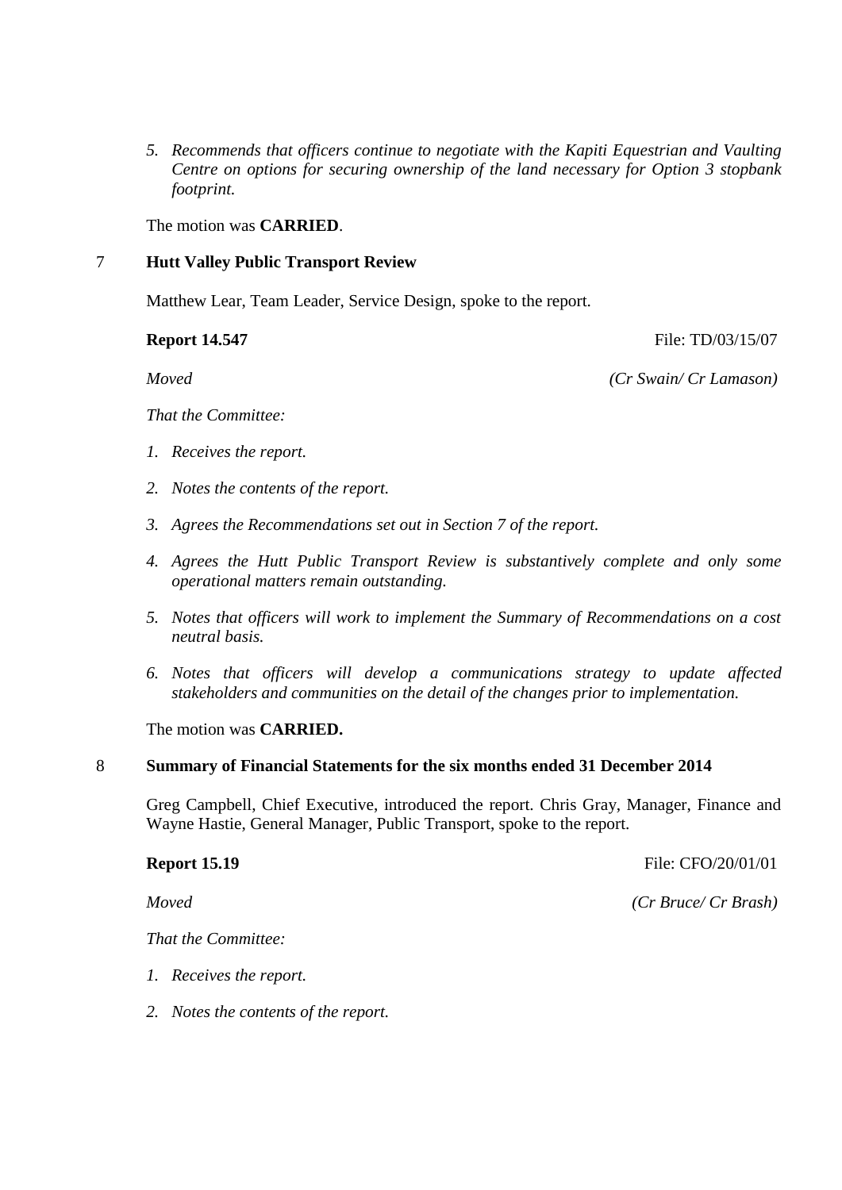5. *Recommends that officers continue to negotiate with the Kapiti Equestrian and Vaulting Centre on options for securing ownership of the land necessary for Option 3 stopbank footprint.*

The motion was **CARRIED**.

## 7 Hutt Valley Public Transport Review

Matthew Lear, Team Leader, Service Design, spoke to the report.

**Report 14.547** File: TD/03/15/07

*Moved* *(Cr Swain/ Cr Lamason)*

*That the Committee:*

1. *Receives the report.*
2. *Notes the contents of the report.*
3. *Agrees the Recommendations set out in Section 7 of the report.*
4. *Agrees the Hutt Public Transport Review is substantively complete and only some operational matters remain outstanding.*
5. *Notes that officers will work to implement the Summary of Recommendations on a cost neutral basis.*
6. *Notes that officers will develop a communications strategy to update affected stakeholders and communities on the detail of the changes prior to implementation.*

The motion was **CARRIED.**

## 8 Summary of Financial Statements for the six months ended 31 December 2014

Greg Campbell, Chief Executive, introduced the report. Chris Gray, Manager, Finance and Wayne Hastie, General Manager, Public Transport, spoke to the report.

**Report 15.19** File: CFO/20/01/01

*Moved* *(Cr Bruce/ Cr Brash)*

*That the Committee:*

1. *Receives the report.*
2. *Notes the contents of the report.*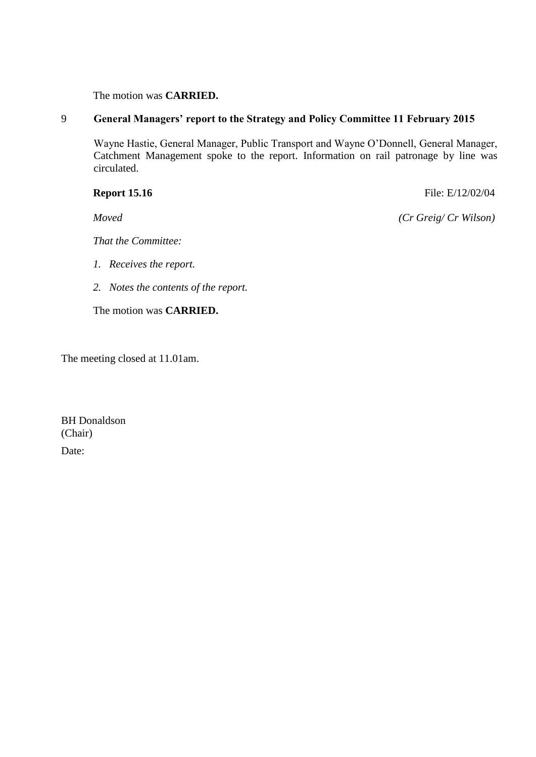The motion was **CARRIED.**

## 9 General Managers' report to the Strategy and Policy Committee 11 February 2015

Wayne Hastie, General Manager, Public Transport and Wayne O'Donnell, General Manager, Catchment Management spoke to the report. Information on rail patronage by line was circulated.

**Report 15.16** File: E/12/02/04

*Moved* *(Cr Greig/ Cr Wilson)*

*That the Committee:*

1. *Receives the report.*
2. *Notes the contents of the report.*

The motion was **CARRIED.**

The meeting closed at 11.01am.

BH Donaldson
(Chair)

Date: